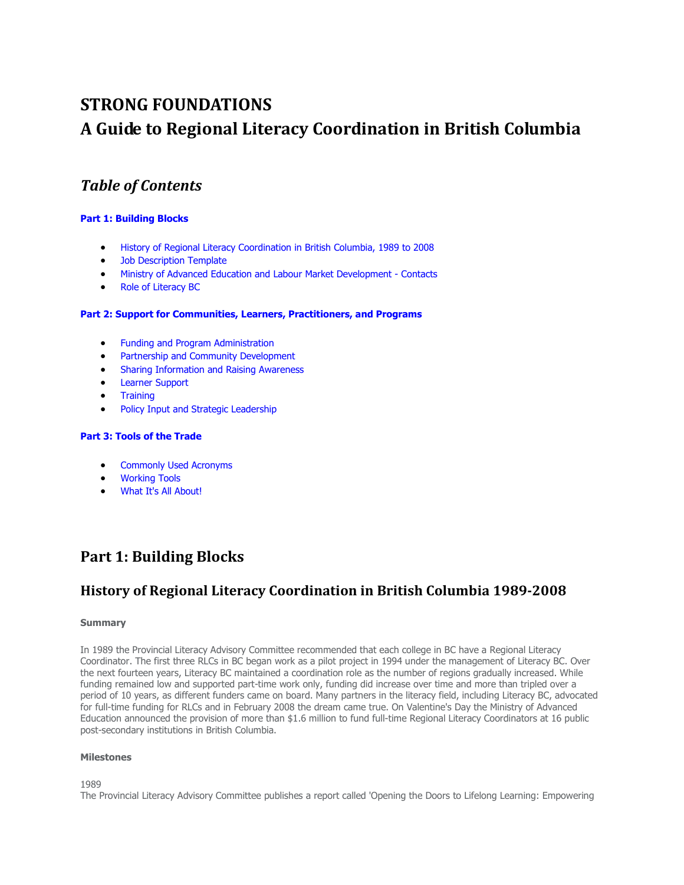# STRONG FOUNDATIONS
# A Guide to Regional Literacy Coordination in British Columbia

## *Table of Contents*

**Part 1: Building Blocks**

- History of Regional Literacy Coordination in British Columbia, 1989 to 2008
- Job Description Template
- Ministry of Advanced Education and Labour Market Development - Contacts
- Role of Literacy BC

**Part 2: Support for Communities, Learners, Practitioners, and Programs**

- Funding and Program Administration
- Partnership and Community Development
- Sharing Information and Raising Awareness
- Learner Support
- Training
- Policy Input and Strategic Leadership

**Part 3: Tools of the Trade**

- Commonly Used Acronyms
- Working Tools
- What It's All About!

## Part 1: Building Blocks

## History of Regional Literacy Coordination in British Columbia 1989-2008

**Summary**

In 1989 the Provincial Literacy Advisory Committee recommended that each college in BC have a Regional Literacy Coordinator. The first three RLCs in BC began work as a pilot project in 1994 under the management of Literacy BC. Over the next fourteen years, Literacy BC maintained a coordination role as the number of regions gradually increased. While funding remained low and supported part-time work only, funding did increase over time and more than tripled over a period of 10 years, as different funders came on board. Many partners in the literacy field, including Literacy BC, advocated for full-time funding for RLCs and in February 2008 the dream came true. On Valentine's Day the Ministry of Advanced Education announced the provision of more than $1.6 million to fund full-time Regional Literacy Coordinators at 16 public post-secondary institutions in British Columbia.

**Milestones**

1989
The Provincial Literacy Advisory Committee publishes a report called 'Opening the Doors to Lifelong Learning: Empowering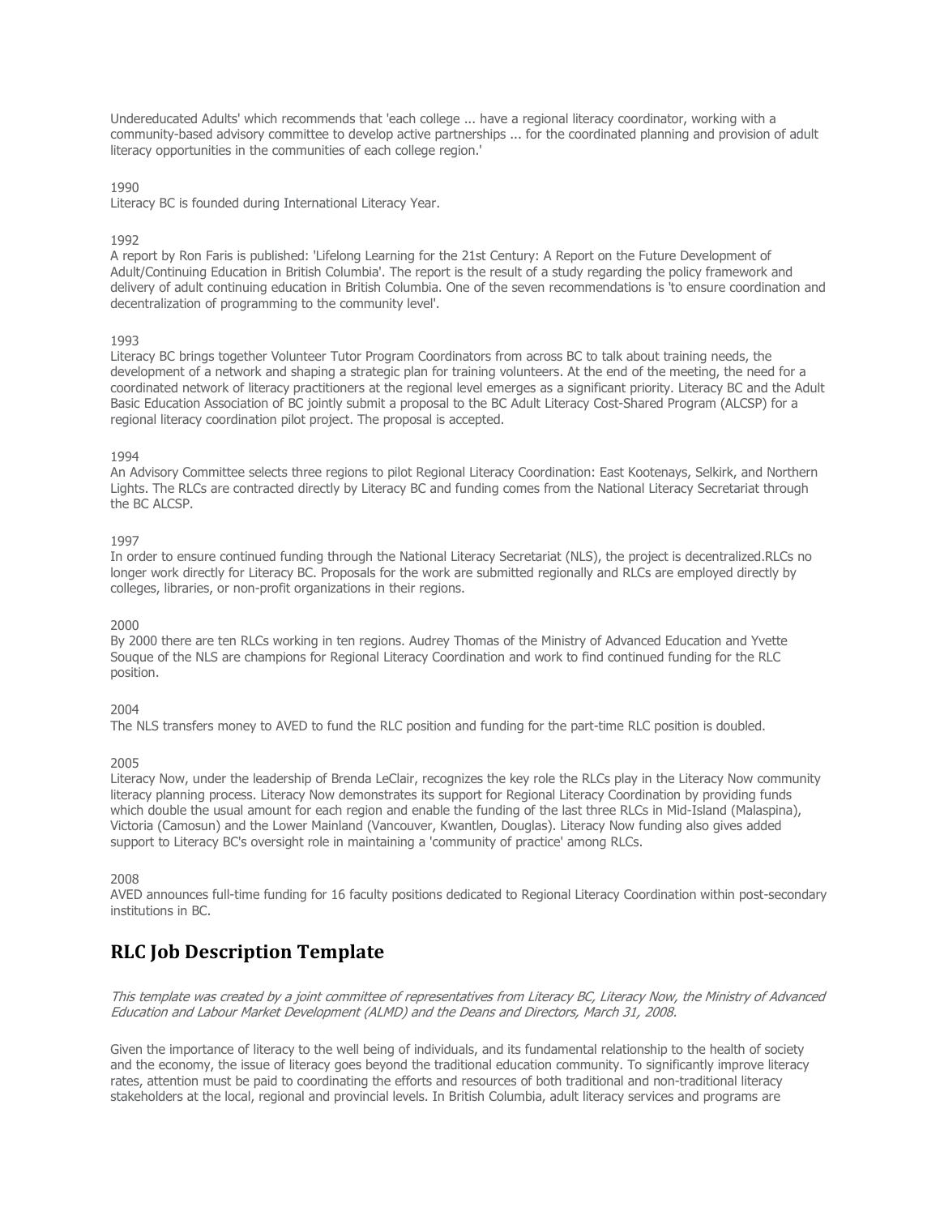Undereducated Adults' which recommends that 'each college ... have a regional literacy coordinator, working with a community-based advisory committee to develop active partnerships ... for the coordinated planning and provision of adult literacy opportunities in the communities of each college region.'

1990
Literacy BC is founded during International Literacy Year.

1992
A report by Ron Faris is published: 'Lifelong Learning for the 21st Century: A Report on the Future Development of Adult/Continuing Education in British Columbia'. The report is the result of a study regarding the policy framework and delivery of adult continuing education in British Columbia. One of the seven recommendations is 'to ensure coordination and decentralization of programming to the community level'.

1993
Literacy BC brings together Volunteer Tutor Program Coordinators from across BC to talk about training needs, the development of a network and shaping a strategic plan for training volunteers. At the end of the meeting, the need for a coordinated network of literacy practitioners at the regional level emerges as a significant priority. Literacy BC and the Adult Basic Education Association of BC jointly submit a proposal to the BC Adult Literacy Cost-Shared Program (ALCSP) for a regional literacy coordination pilot project. The proposal is accepted.

1994
An Advisory Committee selects three regions to pilot Regional Literacy Coordination: East Kootenays, Selkirk, and Northern Lights. The RLCs are contracted directly by Literacy BC and funding comes from the National Literacy Secretariat through the BC ALCSP.

1997
In order to ensure continued funding through the National Literacy Secretariat (NLS), the project is decentralized.RLCs no longer work directly for Literacy BC. Proposals for the work are submitted regionally and RLCs are employed directly by colleges, libraries, or non-profit organizations in their regions.

2000
By 2000 there are ten RLCs working in ten regions. Audrey Thomas of the Ministry of Advanced Education and Yvette Souque of the NLS are champions for Regional Literacy Coordination and work to find continued funding for the RLC position.

2004
The NLS transfers money to AVED to fund the RLC position and funding for the part-time RLC position is doubled.

2005
Literacy Now, under the leadership of Brenda LeClair, recognizes the key role the RLCs play in the Literacy Now community literacy planning process. Literacy Now demonstrates its support for Regional Literacy Coordination by providing funds which double the usual amount for each region and enable the funding of the last three RLCs in Mid-Island (Malaspina), Victoria (Camosun) and the Lower Mainland (Vancouver, Kwantlen, Douglas). Literacy Now funding also gives added support to Literacy BC's oversight role in maintaining a 'community of practice' among RLCs.

2008
AVED announces full-time funding for 16 faculty positions dedicated to Regional Literacy Coordination within post-secondary institutions in BC.

## RLC Job Description Template

*This template was created by a joint committee of representatives from Literacy BC, Literacy Now, the Ministry of Advanced Education and Labour Market Development (ALMD) and the Deans and Directors, March 31, 2008.*

Given the importance of literacy to the well being of individuals, and its fundamental relationship to the health of society and the economy, the issue of literacy goes beyond the traditional education community. To significantly improve literacy rates, attention must be paid to coordinating the efforts and resources of both traditional and non-traditional literacy stakeholders at the local, regional and provincial levels. In British Columbia, adult literacy services and programs are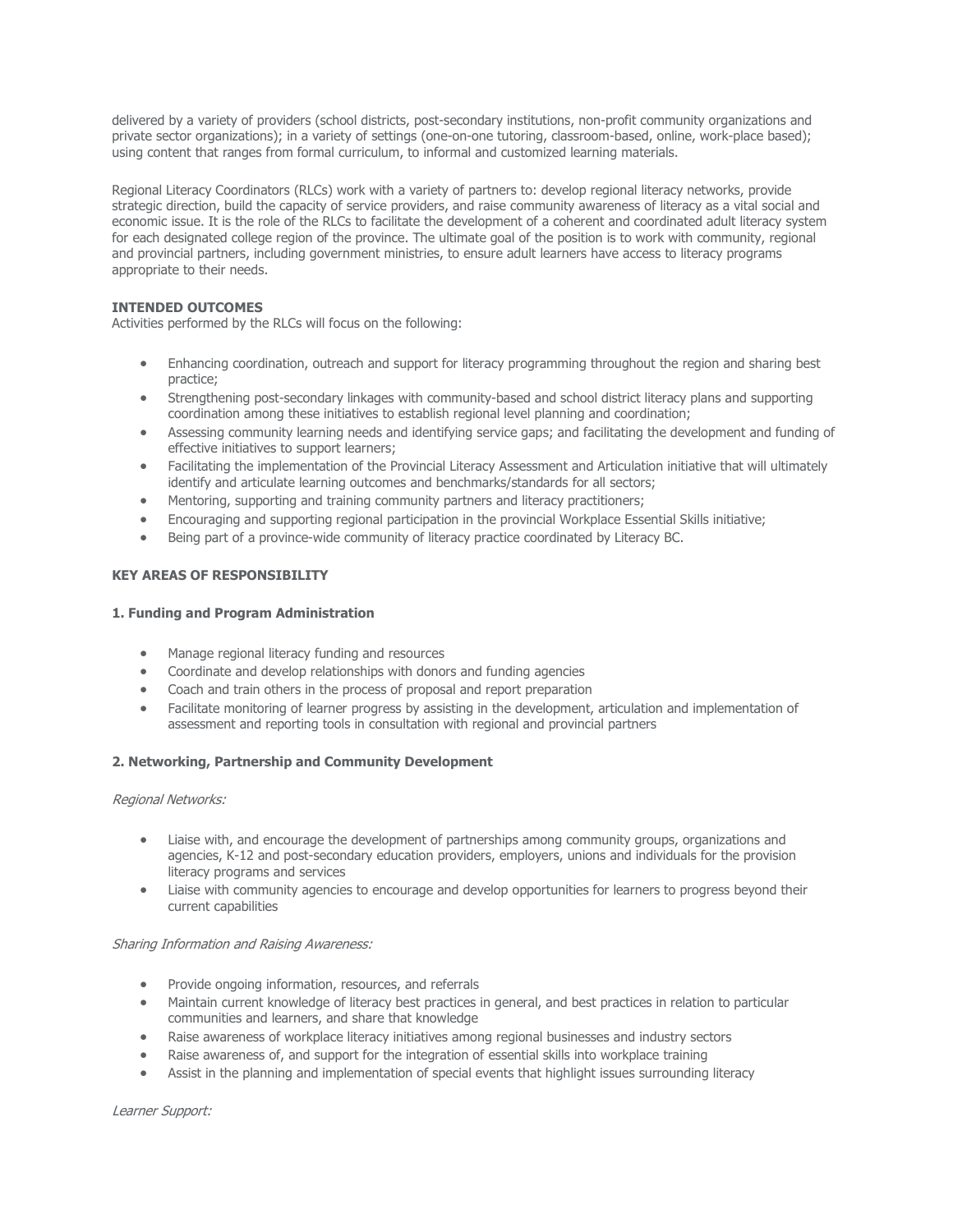delivered by a variety of providers (school districts, post-secondary institutions, non-profit community organizations and private sector organizations); in a variety of settings (one-on-one tutoring, classroom-based, online, work-place based); using content that ranges from formal curriculum, to informal and customized learning materials.

Regional Literacy Coordinators (RLCs) work with a variety of partners to: develop regional literacy networks, provide strategic direction, build the capacity of service providers, and raise community awareness of literacy as a vital social and economic issue. It is the role of the RLCs to facilitate the development of a coherent and coordinated adult literacy system for each designated college region of the province. The ultimate goal of the position is to work with community, regional and provincial partners, including government ministries, to ensure adult learners have access to literacy programs appropriate to their needs.

**INTENDED OUTCOMES**

Activities performed by the RLCs will focus on the following:

- Enhancing coordination, outreach and support for literacy programming throughout the region and sharing best practice;
- Strengthening post-secondary linkages with community-based and school district literacy plans and supporting coordination among these initiatives to establish regional level planning and coordination;
- Assessing community learning needs and identifying service gaps; and facilitating the development and funding of effective initiatives to support learners;
- Facilitating the implementation of the Provincial Literacy Assessment and Articulation initiative that will ultimately identify and articulate learning outcomes and benchmarks/standards for all sectors;
- Mentoring, supporting and training community partners and literacy practitioners;
- Encouraging and supporting regional participation in the provincial Workplace Essential Skills initiative;
- Being part of a province-wide community of literacy practice coordinated by Literacy BC.

**KEY AREAS OF RESPONSIBILITY**

**1. Funding and Program Administration**

- Manage regional literacy funding and resources
- Coordinate and develop relationships with donors and funding agencies
- Coach and train others in the process of proposal and report preparation
- Facilitate monitoring of learner progress by assisting in the development, articulation and implementation of assessment and reporting tools in consultation with regional and provincial partners

**2. Networking, Partnership and Community Development**

*Regional Networks:*

- Liaise with, and encourage the development of partnerships among community groups, organizations and agencies, K-12 and post-secondary education providers, employers, unions and individuals for the provision literacy programs and services
- Liaise with community agencies to encourage and develop opportunities for learners to progress beyond their current capabilities

*Sharing Information and Raising Awareness:*

- Provide ongoing information, resources, and referrals
- Maintain current knowledge of literacy best practices in general, and best practices in relation to particular communities and learners, and share that knowledge
- Raise awareness of workplace literacy initiatives among regional businesses and industry sectors
- Raise awareness of, and support for the integration of essential skills into workplace training
- Assist in the planning and implementation of special events that highlight issues surrounding literacy

*Learner Support:*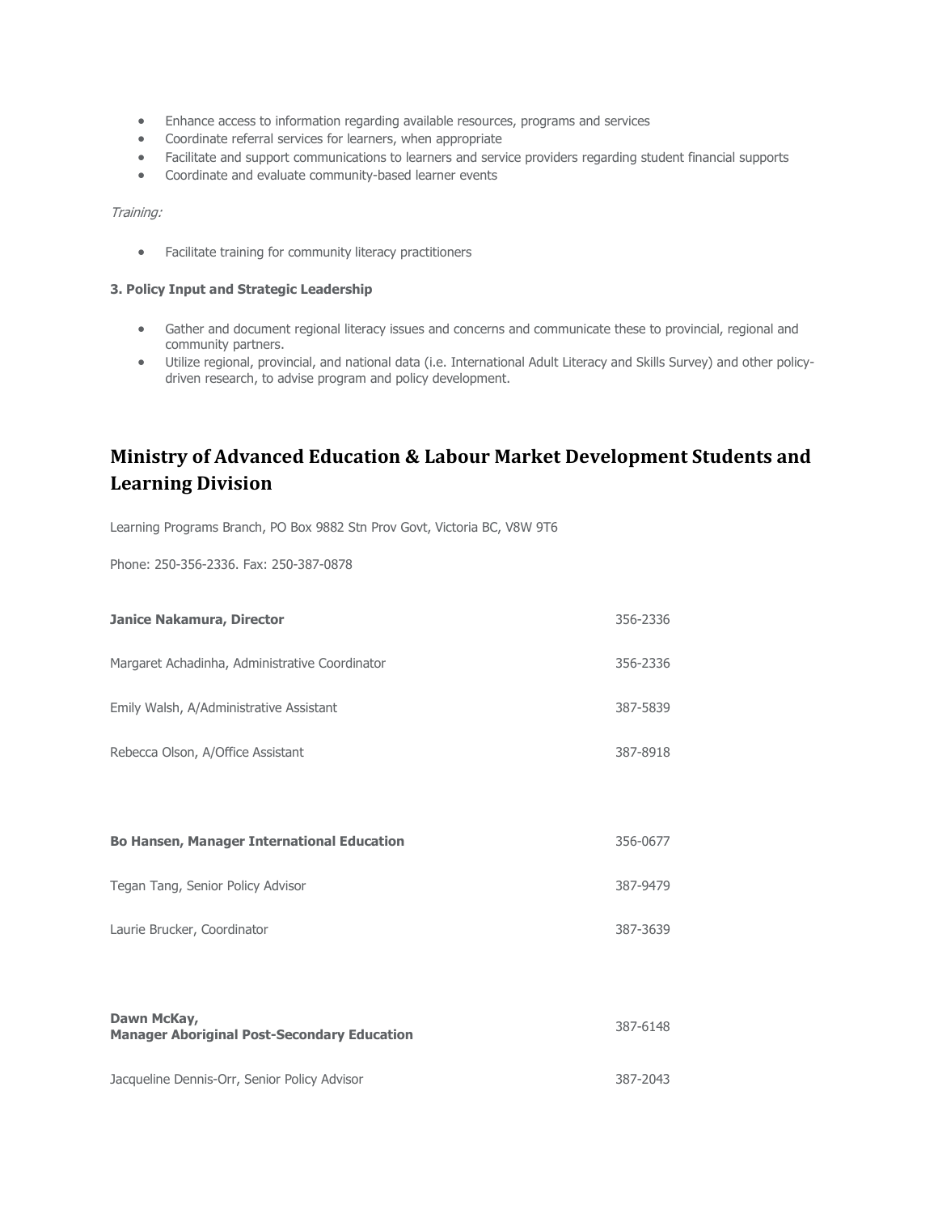- Enhance access to information regarding available resources, programs and services
- Coordinate referral services for learners, when appropriate
- Facilitate and support communications to learners and service providers regarding student financial supports
- Coordinate and evaluate community-based learner events

*Training:*

- Facilitate training for community literacy practitioners

**3. Policy Input and Strategic Leadership**

- Gather and document regional literacy issues and concerns and communicate these to provincial, regional and community partners.
- Utilize regional, provincial, and national data (i.e. International Adult Literacy and Skills Survey) and other policy-driven research, to advise program and policy development.

## Ministry of Advanced Education & Labour Market Development Students and Learning Division

Learning Programs Branch, PO Box 9882 Stn Prov Govt, Victoria BC, V8W 9T6

Phone: 250-356-2336. Fax: 250-387-0878

| | |
|---|---|
| **Janice Nakamura, Director** | 356-2336 |
| Margaret Achadinha, Administrative Coordinator | 356-2336 |
| Emily Walsh, A/Administrative Assistant | 387-5839 |
| Rebecca Olson, A/Office Assistant | 387-8918 |
| | |
| **Bo Hansen, Manager International Education** | 356-0677 |
| Tegan Tang, Senior Policy Advisor | 387-9479 |
| Laurie Brucker, Coordinator | 387-3639 |
| | |
| **Dawn McKay, Manager Aboriginal Post-Secondary Education** | 387-6148 |
| Jacqueline Dennis-Orr, Senior Policy Advisor | 387-2043 |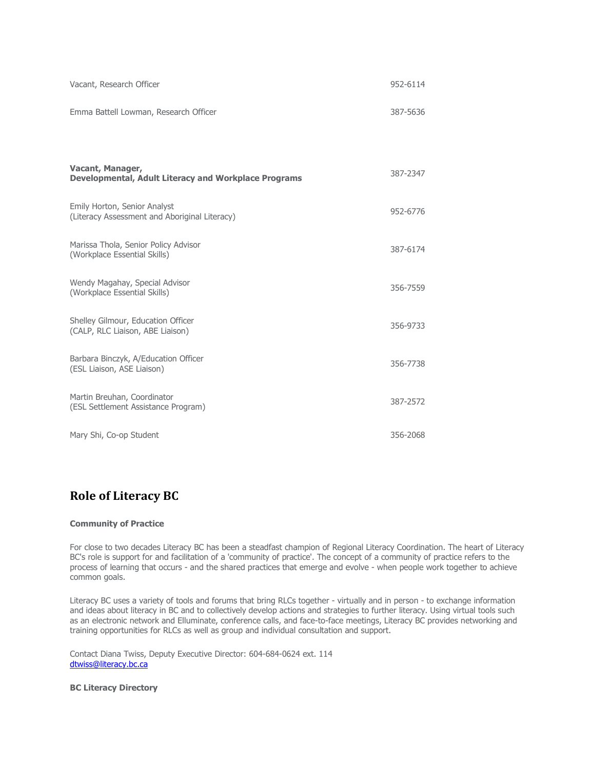| | |
|---|---|
| Vacant, Research Officer | 952-6114 |
| Emma Battell Lowman, Research Officer | 387-5636 |
| | |
| **Vacant, Manager,<br>Developmental, Adult Literacy and Workplace Programs** | 387-2347 |
| Emily Horton, Senior Analyst<br>(Literacy Assessment and Aboriginal Literacy) | 952-6776 |
| Marissa Thola, Senior Policy Advisor<br>(Workplace Essential Skills) | 387-6174 |
| Wendy Magahay, Special Advisor<br>(Workplace Essential Skills) | 356-7559 |
| Shelley Gilmour, Education Officer<br>(CALP, RLC Liaison, ABE Liaison) | 356-9733 |
| Barbara Binczyk, A/Education Officer<br>(ESL Liaison, ASE Liaison) | 356-7738 |
| Martin Breuhan, Coordinator<br>(ESL Settlement Assistance Program) | 387-2572 |
| Mary Shi, Co-op Student | 356-2068 |

## Role of Literacy BC

**Community of Practice**

For close to two decades Literacy BC has been a steadfast champion of Regional Literacy Coordination. The heart of Literacy BC's role is support for and facilitation of a 'community of practice'. The concept of a community of practice refers to the process of learning that occurs - and the shared practices that emerge and evolve - when people work together to achieve common goals.

Literacy BC uses a variety of tools and forums that bring RLCs together - virtually and in person - to exchange information and ideas about literacy in BC and to collectively develop actions and strategies to further literacy. Using virtual tools such as an electronic network and Elluminate, conference calls, and face-to-face meetings, Literacy BC provides networking and training opportunities for RLCs as well as group and individual consultation and support.

Contact Diana Twiss, Deputy Executive Director: 604-684-0624 ext. 114
dtwiss@literacy.bc.ca

**BC Literacy Directory**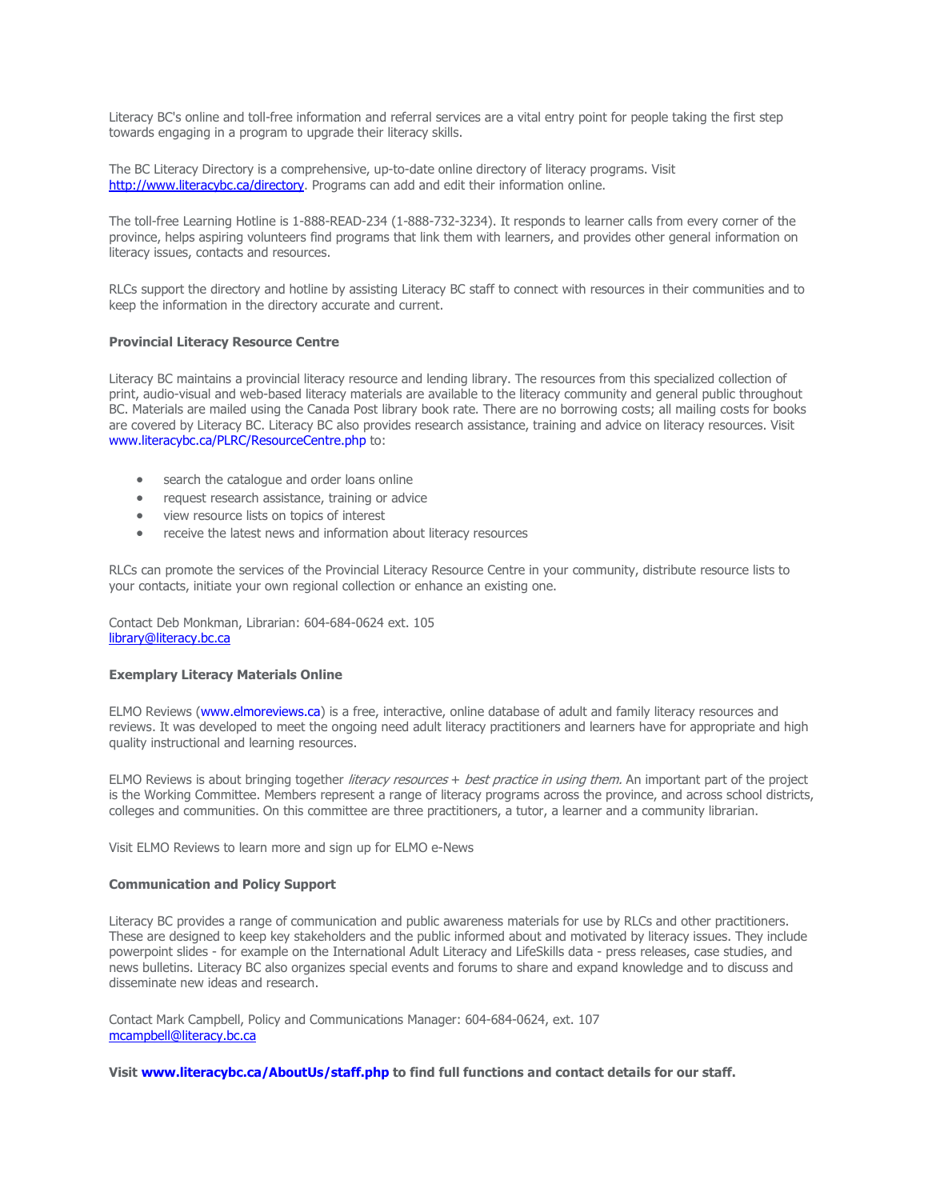Literacy BC's online and toll-free information and referral services are a vital entry point for people taking the first step towards engaging in a program to upgrade their literacy skills.

The BC Literacy Directory is a comprehensive, up-to-date online directory of literacy programs. Visit http://www.literacybc.ca/directory. Programs can add and edit their information online.

The toll-free Learning Hotline is 1-888-READ-234 (1-888-732-3234). It responds to learner calls from every corner of the province, helps aspiring volunteers find programs that link them with learners, and provides other general information on literacy issues, contacts and resources.

RLCs support the directory and hotline by assisting Literacy BC staff to connect with resources in their communities and to keep the information in the directory accurate and current.

**Provincial Literacy Resource Centre**

Literacy BC maintains a provincial literacy resource and lending library. The resources from this specialized collection of print, audio-visual and web-based literacy materials are available to the literacy community and general public throughout BC. Materials are mailed using the Canada Post library book rate. There are no borrowing costs; all mailing costs for books are covered by Literacy BC. Literacy BC also provides research assistance, training and advice on literacy resources. Visit www.literacybc.ca/PLRC/ResourceCentre.php to:

- search the catalogue and order loans online
- request research assistance, training or advice
- view resource lists on topics of interest
- receive the latest news and information about literacy resources

RLCs can promote the services of the Provincial Literacy Resource Centre in your community, distribute resource lists to your contacts, initiate your own regional collection or enhance an existing one.

Contact Deb Monkman, Librarian: 604-684-0624 ext. 105
library@literacy.bc.ca

**Exemplary Literacy Materials Online**

ELMO Reviews (www.elmoreviews.ca) is a free, interactive, online database of adult and family literacy resources and reviews. It was developed to meet the ongoing need adult literacy practitioners and learners have for appropriate and high quality instructional and learning resources.

ELMO Reviews is about bringing together *literacy resources + best practice in using them.* An important part of the project is the Working Committee. Members represent a range of literacy programs across the province, and across school districts, colleges and communities. On this committee are three practitioners, a tutor, a learner and a community librarian.

Visit ELMO Reviews to learn more and sign up for ELMO e-News

**Communication and Policy Support**

Literacy BC provides a range of communication and public awareness materials for use by RLCs and other practitioners. These are designed to keep key stakeholders and the public informed about and motivated by literacy issues. They include powerpoint slides - for example on the International Adult Literacy and LifeSkills data - press releases, case studies, and news bulletins. Literacy BC also organizes special events and forums to share and expand knowledge and to discuss and disseminate new ideas and research.

Contact Mark Campbell, Policy and Communications Manager: 604-684-0624, ext. 107
mcampbell@literacy.bc.ca

**Visit www.literacybc.ca/AboutUs/staff.php to find full functions and contact details for our staff.**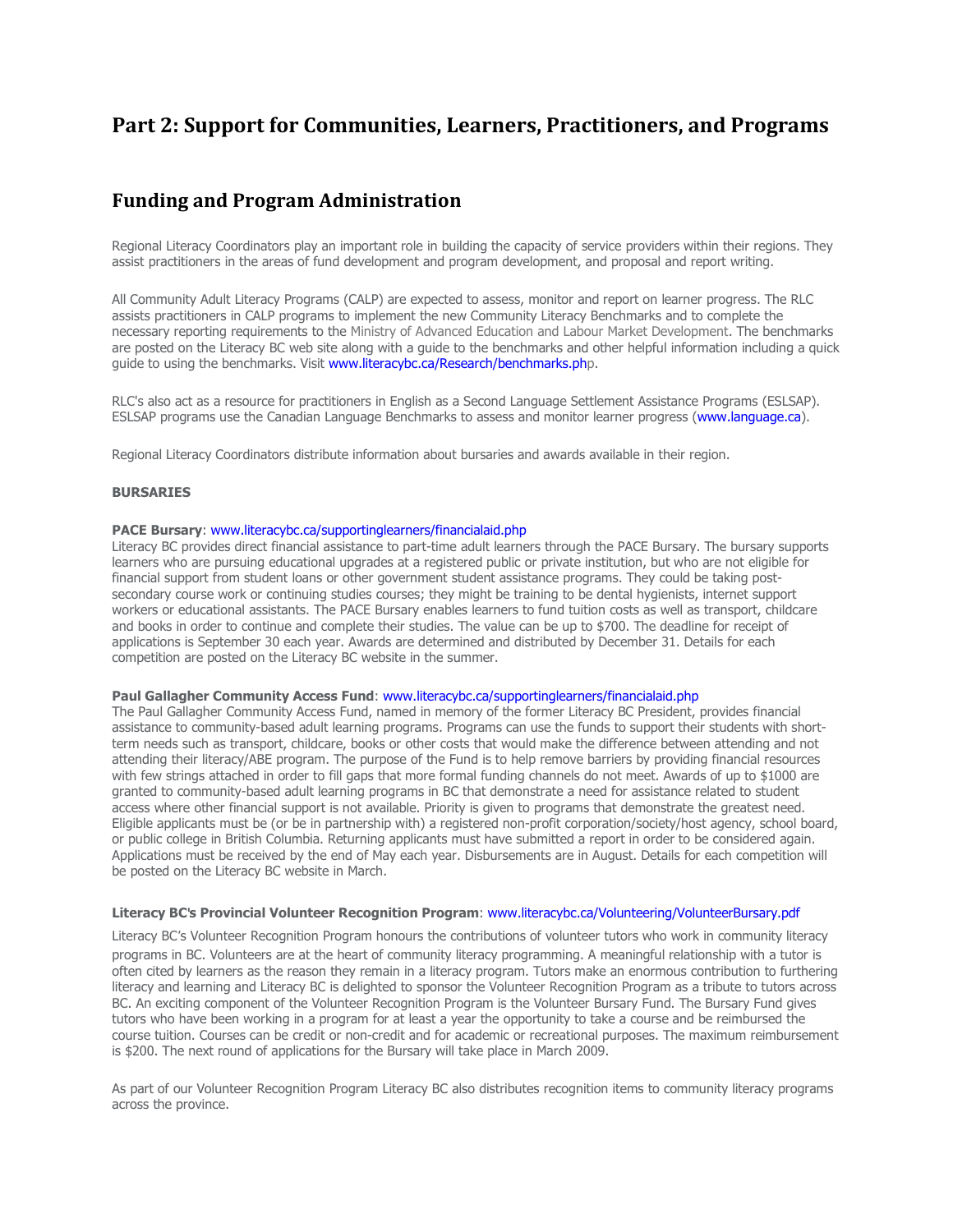# Part 2: Support for Communities, Learners, Practitioners, and Programs

## Funding and Program Administration

Regional Literacy Coordinators play an important role in building the capacity of service providers within their regions. They assist practitioners in the areas of fund development and program development, and proposal and report writing.

All Community Adult Literacy Programs (CALP) are expected to assess, monitor and report on learner progress. The RLC assists practitioners in CALP programs to implement the new Community Literacy Benchmarks and to complete the necessary reporting requirements to the Ministry of Advanced Education and Labour Market Development. The benchmarks are posted on the Literacy BC web site along with a guide to the benchmarks and other helpful information including a quick guide to using the benchmarks. Visit www.literacybc.ca/Research/benchmarks.php.

RLC's also act as a resource for practitioners in English as a Second Language Settlement Assistance Programs (ESLSAP). ESLSAP programs use the Canadian Language Benchmarks to assess and monitor learner progress (www.language.ca).

Regional Literacy Coordinators distribute information about bursaries and awards available in their region.

**BURSARIES**

**PACE Bursary**: www.literacybc.ca/supportinglearners/financialaid.php
Literacy BC provides direct financial assistance to part-time adult learners through the PACE Bursary. The bursary supports learners who are pursuing educational upgrades at a registered public or private institution, but who are not eligible for financial support from student loans or other government student assistance programs. They could be taking post-secondary course work or continuing studies courses; they might be training to be dental hygienists, internet support workers or educational assistants. The PACE Bursary enables learners to fund tuition costs as well as transport, childcare and books in order to continue and complete their studies. The value can be up to $700. The deadline for receipt of applications is September 30 each year. Awards are determined and distributed by December 31. Details for each competition are posted on the Literacy BC website in the summer.

**Paul Gallagher Community Access Fund**: www.literacybc.ca/supportinglearners/financialaid.php
The Paul Gallagher Community Access Fund, named in memory of the former Literacy BC President, provides financial assistance to community-based adult learning programs. Programs can use the funds to support their students with short-term needs such as transport, childcare, books or other costs that would make the difference between attending and not attending their literacy/ABE program. The purpose of the Fund is to help remove barriers by providing financial resources with few strings attached in order to fill gaps that more formal funding channels do not meet. Awards of up to $1000 are granted to community-based adult learning programs in BC that demonstrate a need for assistance related to student access where other financial support is not available. Priority is given to programs that demonstrate the greatest need. Eligible applicants must be (or be in partnership with) a registered non-profit corporation/society/host agency, school board, or public college in British Columbia. Returning applicants must have submitted a report in order to be considered again. Applications must be received by the end of May each year. Disbursements are in August. Details for each competition will be posted on the Literacy BC website in March.

**Literacy BC's Provincial Volunteer Recognition Program**: www.literacybc.ca/Volunteering/VolunteerBursary.pdf

Literacy BC's Volunteer Recognition Program honours the contributions of volunteer tutors who work in community literacy programs in BC. Volunteers are at the heart of community literacy programming. A meaningful relationship with a tutor is often cited by learners as the reason they remain in a literacy program. Tutors make an enormous contribution to furthering literacy and learning and Literacy BC is delighted to sponsor the Volunteer Recognition Program as a tribute to tutors across BC. An exciting component of the Volunteer Recognition Program is the Volunteer Bursary Fund. The Bursary Fund gives tutors who have been working in a program for at least a year the opportunity to take a course and be reimbursed the course tuition. Courses can be credit or non-credit and for academic or recreational purposes. The maximum reimbursement is $200. The next round of applications for the Bursary will take place in March 2009.

As part of our Volunteer Recognition Program Literacy BC also distributes recognition items to community literacy programs across the province.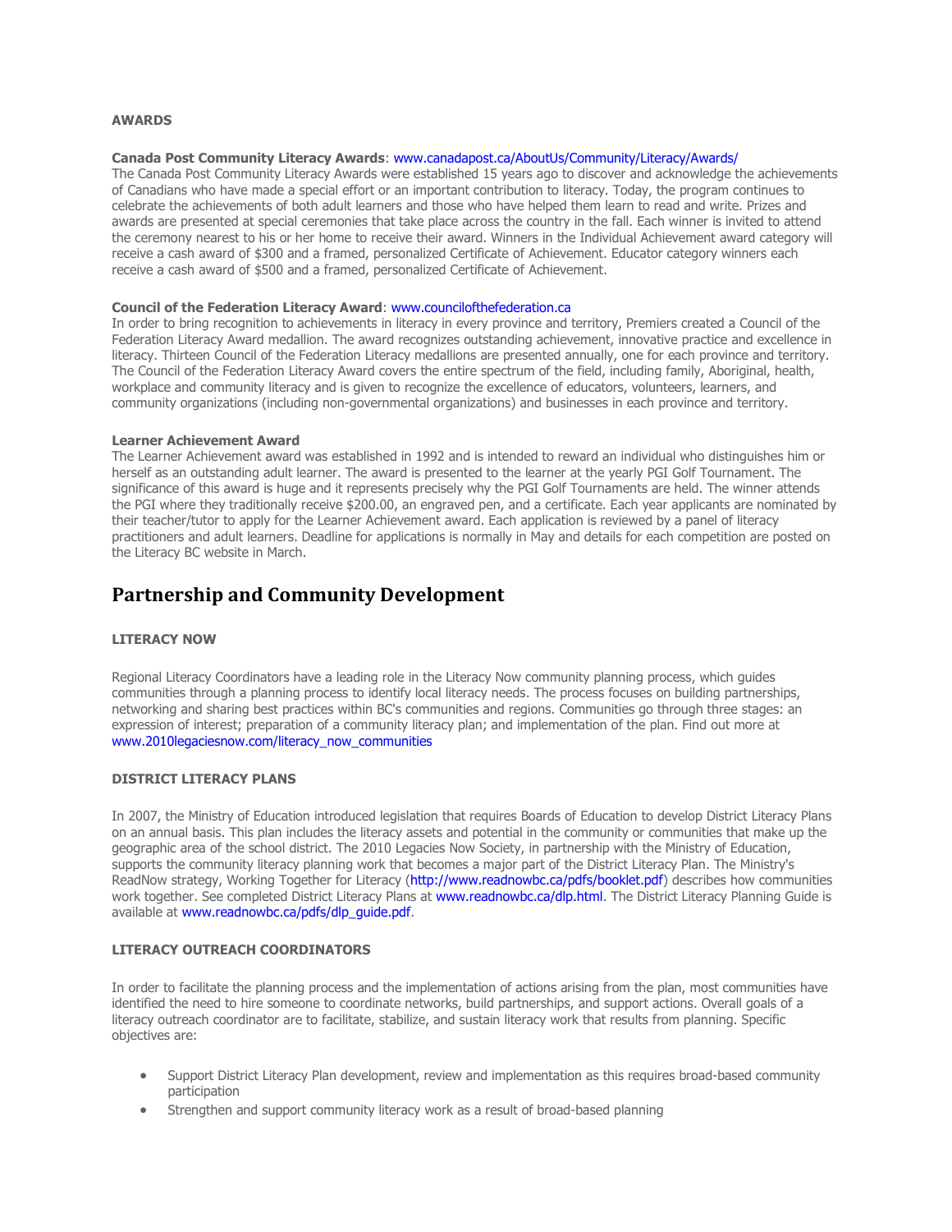**AWARDS**

**Canada Post Community Literacy Awards**: www.canadapost.ca/AboutUs/Community/Literacy/Awards/
The Canada Post Community Literacy Awards were established 15 years ago to discover and acknowledge the achievements of Canadians who have made a special effort or an important contribution to literacy. Today, the program continues to celebrate the achievements of both adult learners and those who have helped them learn to read and write. Prizes and awards are presented at special ceremonies that take place across the country in the fall. Each winner is invited to attend the ceremony nearest to his or her home to receive their award. Winners in the Individual Achievement award category will receive a cash award of $300 and a framed, personalized Certificate of Achievement. Educator category winners each receive a cash award of $500 and a framed, personalized Certificate of Achievement.

**Council of the Federation Literacy Award**: www.councilofthefederation.ca
In order to bring recognition to achievements in literacy in every province and territory, Premiers created a Council of the Federation Literacy Award medallion. The award recognizes outstanding achievement, innovative practice and excellence in literacy. Thirteen Council of the Federation Literacy medallions are presented annually, one for each province and territory. The Council of the Federation Literacy Award covers the entire spectrum of the field, including family, Aboriginal, health, workplace and community literacy and is given to recognize the excellence of educators, volunteers, learners, and community organizations (including non-governmental organizations) and businesses in each province and territory.

**Learner Achievement Award**
The Learner Achievement award was established in 1992 and is intended to reward an individual who distinguishes him or herself as an outstanding adult learner. The award is presented to the learner at the yearly PGI Golf Tournament. The significance of this award is huge and it represents precisely why the PGI Golf Tournaments are held. The winner attends the PGI where they traditionally receive $200.00, an engraved pen, and a certificate. Each year applicants are nominated by their teacher/tutor to apply for the Learner Achievement award. Each application is reviewed by a panel of literacy practitioners and adult learners. Deadline for applications is normally in May and details for each competition are posted on the Literacy BC website in March.

# Partnership and Community Development

**LITERACY NOW**

Regional Literacy Coordinators have a leading role in the Literacy Now community planning process, which guides communities through a planning process to identify local literacy needs. The process focuses on building partnerships, networking and sharing best practices within BC's communities and regions. Communities go through three stages: an expression of interest; preparation of a community literacy plan; and implementation of the plan. Find out more at www.2010legaciesnow.com/literacy_now_communities

**DISTRICT LITERACY PLANS**

In 2007, the Ministry of Education introduced legislation that requires Boards of Education to develop District Literacy Plans on an annual basis. This plan includes the literacy assets and potential in the community or communities that make up the geographic area of the school district. The 2010 Legacies Now Society, in partnership with the Ministry of Education, supports the community literacy planning work that becomes a major part of the District Literacy Plan. The Ministry's ReadNow strategy, Working Together for Literacy (http://www.readnowbc.ca/pdfs/booklet.pdf) describes how communities work together. See completed District Literacy Plans at www.readnowbc.ca/dlp.html. The District Literacy Planning Guide is available at www.readnowbc.ca/pdfs/dlp_guide.pdf.

**LITERACY OUTREACH COORDINATORS**

In order to facilitate the planning process and the implementation of actions arising from the plan, most communities have identified the need to hire someone to coordinate networks, build partnerships, and support actions. Overall goals of a literacy outreach coordinator are to facilitate, stabilize, and sustain literacy work that results from planning. Specific objectives are:

- Support District Literacy Plan development, review and implementation as this requires broad-based community participation
- Strengthen and support community literacy work as a result of broad-based planning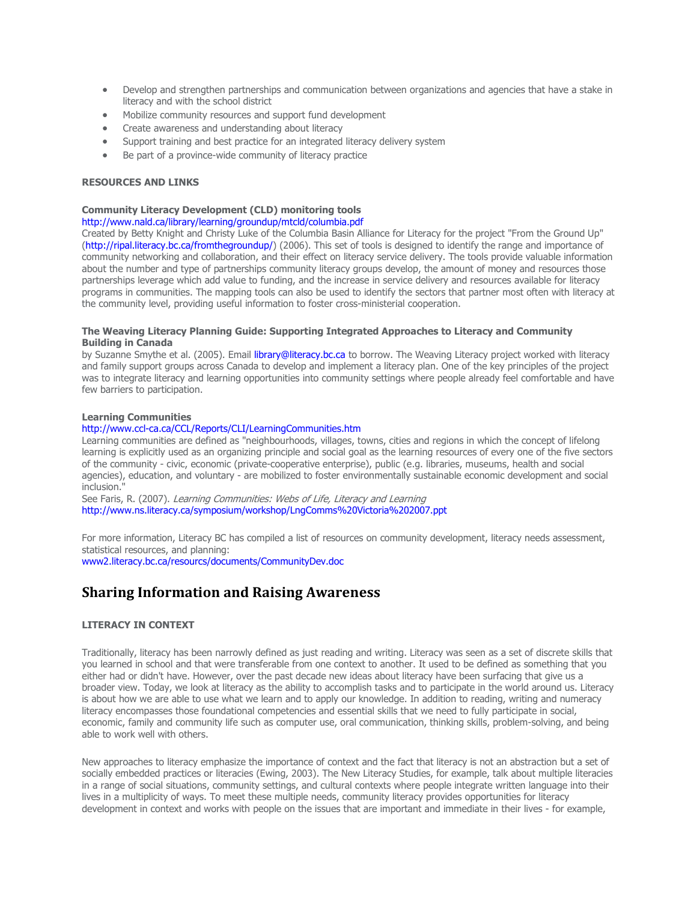- Develop and strengthen partnerships and communication between organizations and agencies that have a stake in literacy and with the school district
- Mobilize community resources and support fund development
- Create awareness and understanding about literacy
- Support training and best practice for an integrated literacy delivery system
- Be part of a province-wide community of literacy practice

**RESOURCES AND LINKS**

**Community Literacy Development (CLD) monitoring tools**
http://www.nald.ca/library/learning/groundup/mtcld/columbia.pdf
Created by Betty Knight and Christy Luke of the Columbia Basin Alliance for Literacy for the project "From the Ground Up" (http://ripal.literacy.bc.ca/fromthegroundup/) (2006). This set of tools is designed to identify the range and importance of community networking and collaboration, and their effect on literacy service delivery. The tools provide valuable information about the number and type of partnerships community literacy groups develop, the amount of money and resources those partnerships leverage which add value to funding, and the increase in service delivery and resources available for literacy programs in communities. The mapping tools can also be used to identify the sectors that partner most often with literacy at the community level, providing useful information to foster cross-ministerial cooperation.

**The Weaving Literacy Planning Guide: Supporting Integrated Approaches to Literacy and Community Building in Canada**
by Suzanne Smythe et al. (2005). Email library@literacy.bc.ca to borrow. The Weaving Literacy project worked with literacy and family support groups across Canada to develop and implement a literacy plan. One of the key principles of the project was to integrate literacy and learning opportunities into community settings where people already feel comfortable and have few barriers to participation.

**Learning Communities**
http://www.ccl-ca.ca/CCL/Reports/CLI/LearningCommunities.htm
Learning communities are defined as "neighbourhoods, villages, towns, cities and regions in which the concept of lifelong learning is explicitly used as an organizing principle and social goal as the learning resources of every one of the five sectors of the community - civic, economic (private-cooperative enterprise), public (e.g. libraries, museums, health and social agencies), education, and voluntary - are mobilized to foster environmentally sustainable economic development and social inclusion."
See Faris, R. (2007). *Learning Communities: Webs of Life, Literacy and Learning*
http://www.ns.literacy.ca/symposium/workshop/LngComms%20Victoria%202007.ppt

For more information, Literacy BC has compiled a list of resources on community development, literacy needs assessment, statistical resources, and planning:
www2.literacy.bc.ca/resourcs/documents/CommunityDev.doc

## Sharing Information and Raising Awareness

**LITERACY IN CONTEXT**

Traditionally, literacy has been narrowly defined as just reading and writing. Literacy was seen as a set of discrete skills that you learned in school and that were transferable from one context to another. It used to be defined as something that you either had or didn't have. However, over the past decade new ideas about literacy have been surfacing that give us a broader view. Today, we look at literacy as the ability to accomplish tasks and to participate in the world around us. Literacy is about how we are able to use what we learn and to apply our knowledge. In addition to reading, writing and numeracy literacy encompasses those foundational competencies and essential skills that we need to fully participate in social, economic, family and community life such as computer use, oral communication, thinking skills, problem-solving, and being able to work well with others.

New approaches to literacy emphasize the importance of context and the fact that literacy is not an abstraction but a set of socially embedded practices or literacies (Ewing, 2003). The New Literacy Studies, for example, talk about multiple literacies in a range of social situations, community settings, and cultural contexts where people integrate written language into their lives in a multiplicity of ways. To meet these multiple needs, community literacy provides opportunities for literacy development in context and works with people on the issues that are important and immediate in their lives - for example,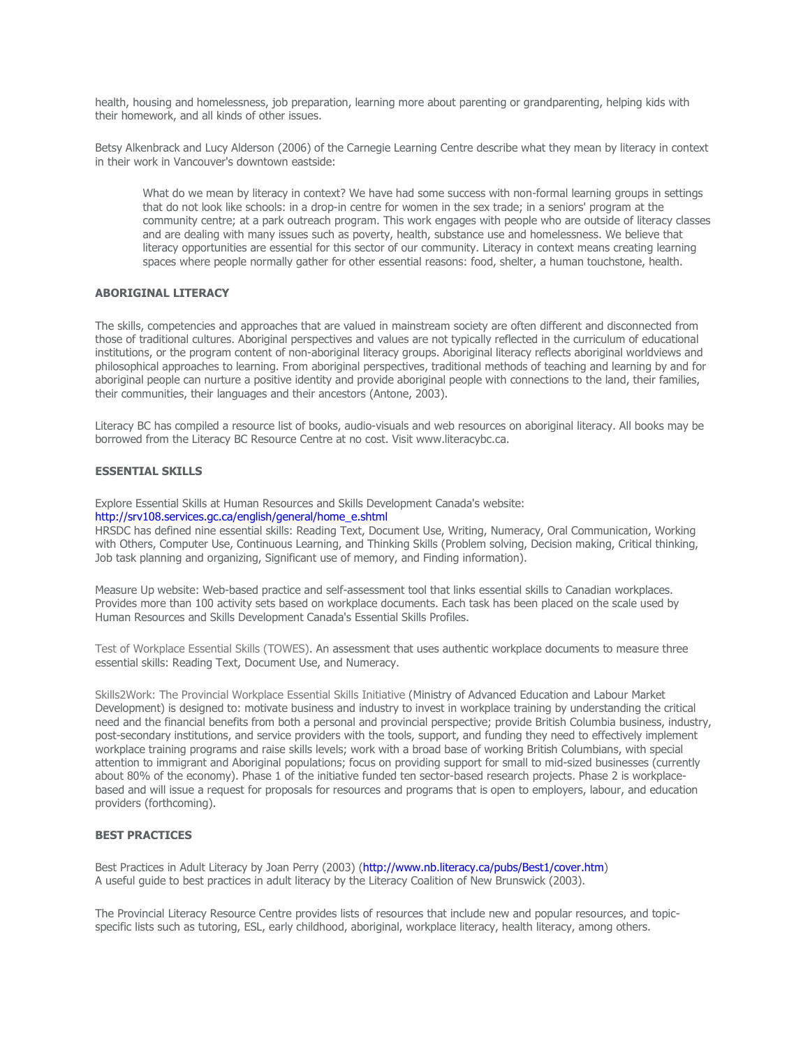health, housing and homelessness, job preparation, learning more about parenting or grandparenting, helping kids with their homework, and all kinds of other issues.

Betsy Alkenbrack and Lucy Alderson (2006) of the Carnegie Learning Centre describe what they mean by literacy in context in their work in Vancouver's downtown eastside:

> What do we mean by literacy in context? We have had some success with non-formal learning groups in settings that do not look like schools: in a drop-in centre for women in the sex trade; in a seniors' program at the community centre; at a park outreach program. This work engages with people who are outside of literacy classes and are dealing with many issues such as poverty, health, substance use and homelessness. We believe that literacy opportunities are essential for this sector of our community. Literacy in context means creating learning spaces where people normally gather for other essential reasons: food, shelter, a human touchstone, health.

### ABORIGINAL LITERACY

The skills, competencies and approaches that are valued in mainstream society are often different and disconnected from those of traditional cultures. Aboriginal perspectives and values are not typically reflected in the curriculum of educational institutions, or the program content of non-aboriginal literacy groups. Aboriginal literacy reflects aboriginal worldviews and philosophical approaches to learning. From aboriginal perspectives, traditional methods of teaching and learning by and for aboriginal people can nurture a positive identity and provide aboriginal people with connections to the land, their families, their communities, their languages and their ancestors (Antone, 2003).

Literacy BC has compiled a resource list of books, audio-visuals and web resources on aboriginal literacy. All books may be borrowed from the Literacy BC Resource Centre at no cost. Visit www.literacybc.ca.

### ESSENTIAL SKILLS

Explore Essential Skills at Human Resources and Skills Development Canada's website:
http://srv108.services.gc.ca/english/general/home_e.shtml
HRSDC has defined nine essential skills: Reading Text, Document Use, Writing, Numeracy, Oral Communication, Working with Others, Computer Use, Continuous Learning, and Thinking Skills (Problem solving, Decision making, Critical thinking, Job task planning and organizing, Significant use of memory, and Finding information).

Measure Up website: Web-based practice and self-assessment tool that links essential skills to Canadian workplaces. Provides more than 100 activity sets based on workplace documents. Each task has been placed on the scale used by Human Resources and Skills Development Canada's Essential Skills Profiles.

Test of Workplace Essential Skills (TOWES). An assessment that uses authentic workplace documents to measure three essential skills: Reading Text, Document Use, and Numeracy.

Skills2Work: The Provincial Workplace Essential Skills Initiative (Ministry of Advanced Education and Labour Market Development) is designed to: motivate business and industry to invest in workplace training by understanding the critical need and the financial benefits from both a personal and provincial perspective; provide British Columbia business, industry, post-secondary institutions, and service providers with the tools, support, and funding they need to effectively implement workplace training programs and raise skills levels; work with a broad base of working British Columbians, with special attention to immigrant and Aboriginal populations; focus on providing support for small to mid-sized businesses (currently about 80% of the economy). Phase 1 of the initiative funded ten sector-based research projects. Phase 2 is workplace-based and will issue a request for proposals for resources and programs that is open to employers, labour, and education providers (forthcoming).

### BEST PRACTICES

Best Practices in Adult Literacy by Joan Perry (2003) (http://www.nb.literacy.ca/pubs/Best1/cover.htm)
A useful guide to best practices in adult literacy by the Literacy Coalition of New Brunswick (2003).

The Provincial Literacy Resource Centre provides lists of resources that include new and popular resources, and topic-specific lists such as tutoring, ESL, early childhood, aboriginal, workplace literacy, health literacy, among others.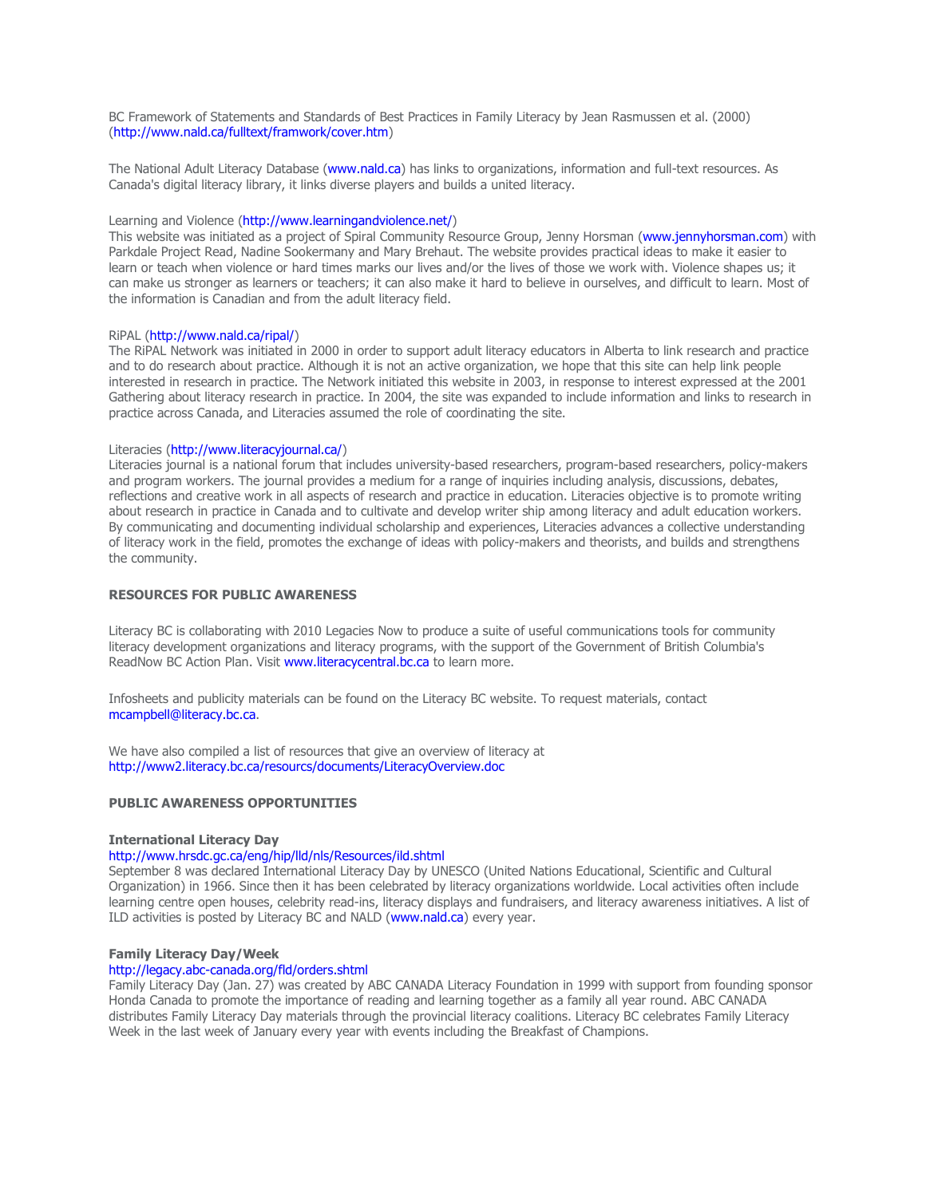BC Framework of Statements and Standards of Best Practices in Family Literacy by Jean Rasmussen et al. (2000) (http://www.nald.ca/fulltext/framwork/cover.htm)

The National Adult Literacy Database (www.nald.ca) has links to organizations, information and full-text resources. As Canada's digital literacy library, it links diverse players and builds a united literacy.

Learning and Violence (http://www.learningandviolence.net/)
This website was initiated as a project of Spiral Community Resource Group, Jenny Horsman (www.jennyhorsman.com) with Parkdale Project Read, Nadine Sookermany and Mary Brehaut. The website provides practical ideas to make it easier to learn or teach when violence or hard times marks our lives and/or the lives of those we work with. Violence shapes us; it can make us stronger as learners or teachers; it can also make it hard to believe in ourselves, and difficult to learn. Most of the information is Canadian and from the adult literacy field.

RiPAL (http://www.nald.ca/ripal/)
The RiPAL Network was initiated in 2000 in order to support adult literacy educators in Alberta to link research and practice and to do research about practice. Although it is not an active organization, we hope that this site can help link people interested in research in practice. The Network initiated this website in 2003, in response to interest expressed at the 2001 Gathering about literacy research in practice. In 2004, the site was expanded to include information and links to research in practice across Canada, and Literacies assumed the role of coordinating the site.

Literacies (http://www.literacyjournal.ca/)
Literacies journal is a national forum that includes university-based researchers, program-based researchers, policy-makers and program workers. The journal provides a medium for a range of inquiries including analysis, discussions, debates, reflections and creative work in all aspects of research and practice in education. Literacies objective is to promote writing about research in practice in Canada and to cultivate and develop writer ship among literacy and adult education workers. By communicating and documenting individual scholarship and experiences, Literacies advances a collective understanding of literacy work in the field, promotes the exchange of ideas with policy-makers and theorists, and builds and strengthens the community.

## RESOURCES FOR PUBLIC AWARENESS

Literacy BC is collaborating with 2010 Legacies Now to produce a suite of useful communications tools for community literacy development organizations and literacy programs, with the support of the Government of British Columbia's ReadNow BC Action Plan. Visit www.literacycentral.bc.ca to learn more.

Infosheets and publicity materials can be found on the Literacy BC website. To request materials, contact mcampbell@literacy.bc.ca.

We have also compiled a list of resources that give an overview of literacy at http://www2.literacy.bc.ca/resourcs/documents/LiteracyOverview.doc

## PUBLIC AWARENESS OPPORTUNITIES

### International Literacy Day

http://www.hrsdc.gc.ca/eng/hip/lld/nls/Resources/ild.shtml
September 8 was declared International Literacy Day by UNESCO (United Nations Educational, Scientific and Cultural Organization) in 1966. Since then it has been celebrated by literacy organizations worldwide. Local activities often include learning centre open houses, celebrity read-ins, literacy displays and fundraisers, and literacy awareness initiatives. A list of ILD activities is posted by Literacy BC and NALD (www.nald.ca) every year.

### Family Literacy Day/Week

http://legacy.abc-canada.org/fld/orders.shtml
Family Literacy Day (Jan. 27) was created by ABC CANADA Literacy Foundation in 1999 with support from founding sponsor Honda Canada to promote the importance of reading and learning together as a family all year round. ABC CANADA distributes Family Literacy Day materials through the provincial literacy coalitions. Literacy BC celebrates Family Literacy Week in the last week of January every year with events including the Breakfast of Champions.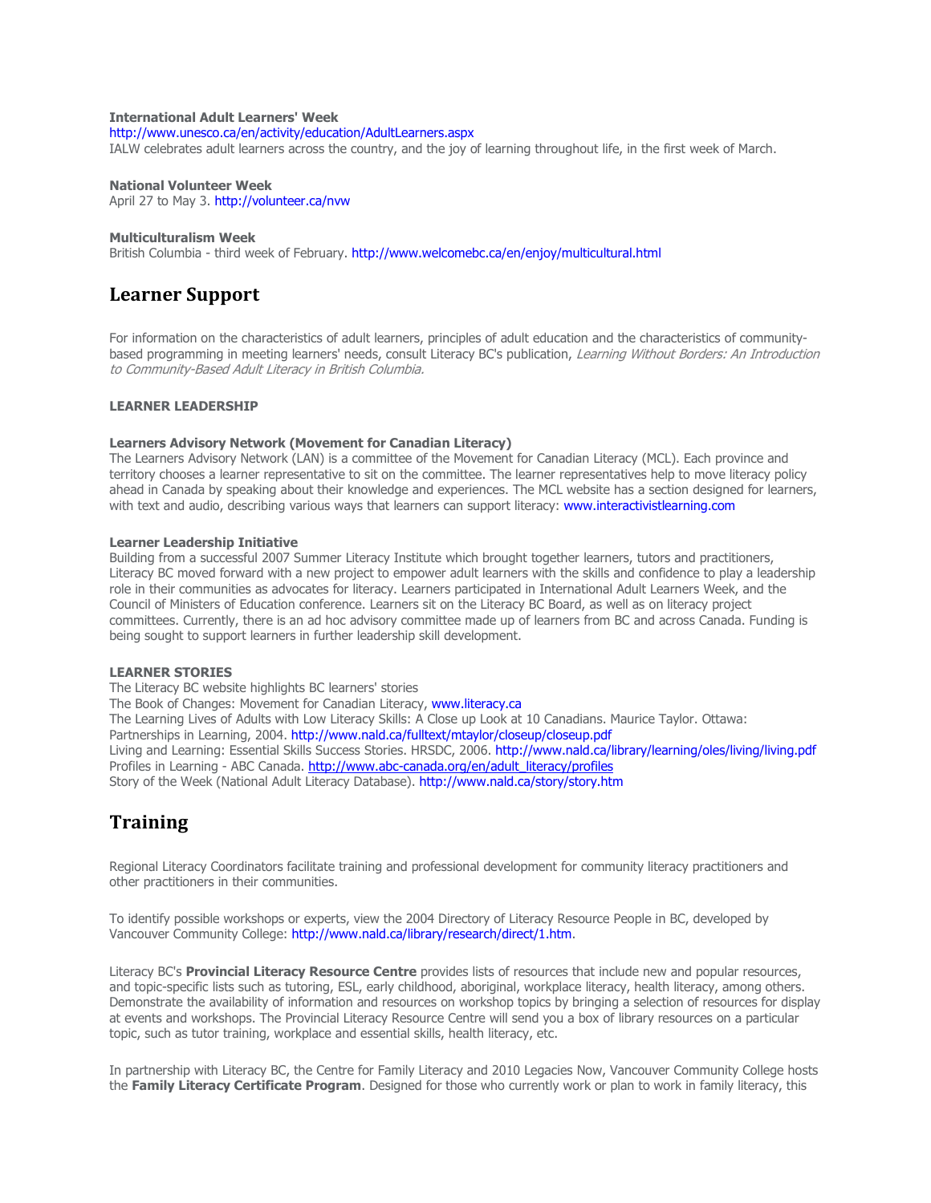**International Adult Learners' Week**
http://www.unesco.ca/en/activity/education/AdultLearners.aspx
IALW celebrates adult learners across the country, and the joy of learning throughout life, in the first week of March.

**National Volunteer Week**
April 27 to May 3. http://volunteer.ca/nvw

**Multiculturalism Week**
British Columbia - third week of February. http://www.welcomebc.ca/en/enjoy/multicultural.html

## Learner Support

For information on the characteristics of adult learners, principles of adult education and the characteristics of community-based programming in meeting learners' needs, consult Literacy BC's publication, *Learning Without Borders: An Introduction to Community-Based Adult Literacy in British Columbia.*

**LEARNER LEADERSHIP**

**Learners Advisory Network (Movement for Canadian Literacy)**
The Learners Advisory Network (LAN) is a committee of the Movement for Canadian Literacy (MCL). Each province and territory chooses a learner representative to sit on the committee. The learner representatives help to move literacy policy ahead in Canada by speaking about their knowledge and experiences. The MCL website has a section designed for learners, with text and audio, describing various ways that learners can support literacy: www.interactivistlearning.com

**Learner Leadership Initiative**
Building from a successful 2007 Summer Literacy Institute which brought together learners, tutors and practitioners, Literacy BC moved forward with a new project to empower adult learners with the skills and confidence to play a leadership role in their communities as advocates for literacy. Learners participated in International Adult Learners Week, and the Council of Ministers of Education conference. Learners sit on the Literacy BC Board, as well as on literacy project committees. Currently, there is an ad hoc advisory committee made up of learners from BC and across Canada. Funding is being sought to support learners in further leadership skill development.

**LEARNER STORIES**
The Literacy BC website highlights BC learners' stories
The Book of Changes: Movement for Canadian Literacy, www.literacy.ca
The Learning Lives of Adults with Low Literacy Skills: A Close up Look at 10 Canadians. Maurice Taylor. Ottawa: Partnerships in Learning, 2004. http://www.nald.ca/fulltext/mtaylor/closeup/closeup.pdf
Living and Learning: Essential Skills Success Stories. HRSDC, 2006. http://www.nald.ca/library/learning/oles/living/living.pdf
Profiles in Learning - ABC Canada. http://www.abc-canada.org/en/adult_literacy/profiles
Story of the Week (National Adult Literacy Database). http://www.nald.ca/story/story.htm

## Training

Regional Literacy Coordinators facilitate training and professional development for community literacy practitioners and other practitioners in their communities.

To identify possible workshops or experts, view the 2004 Directory of Literacy Resource People in BC, developed by Vancouver Community College: http://www.nald.ca/library/research/direct/1.htm.

Literacy BC's **Provincial Literacy Resource Centre** provides lists of resources that include new and popular resources, and topic-specific lists such as tutoring, ESL, early childhood, aboriginal, workplace literacy, health literacy, among others. Demonstrate the availability of information and resources on workshop topics by bringing a selection of resources for display at events and workshops. The Provincial Literacy Resource Centre will send you a box of library resources on a particular topic, such as tutor training, workplace and essential skills, health literacy, etc.

In partnership with Literacy BC, the Centre for Family Literacy and 2010 Legacies Now, Vancouver Community College hosts the **Family Literacy Certificate Program**. Designed for those who currently work or plan to work in family literacy, this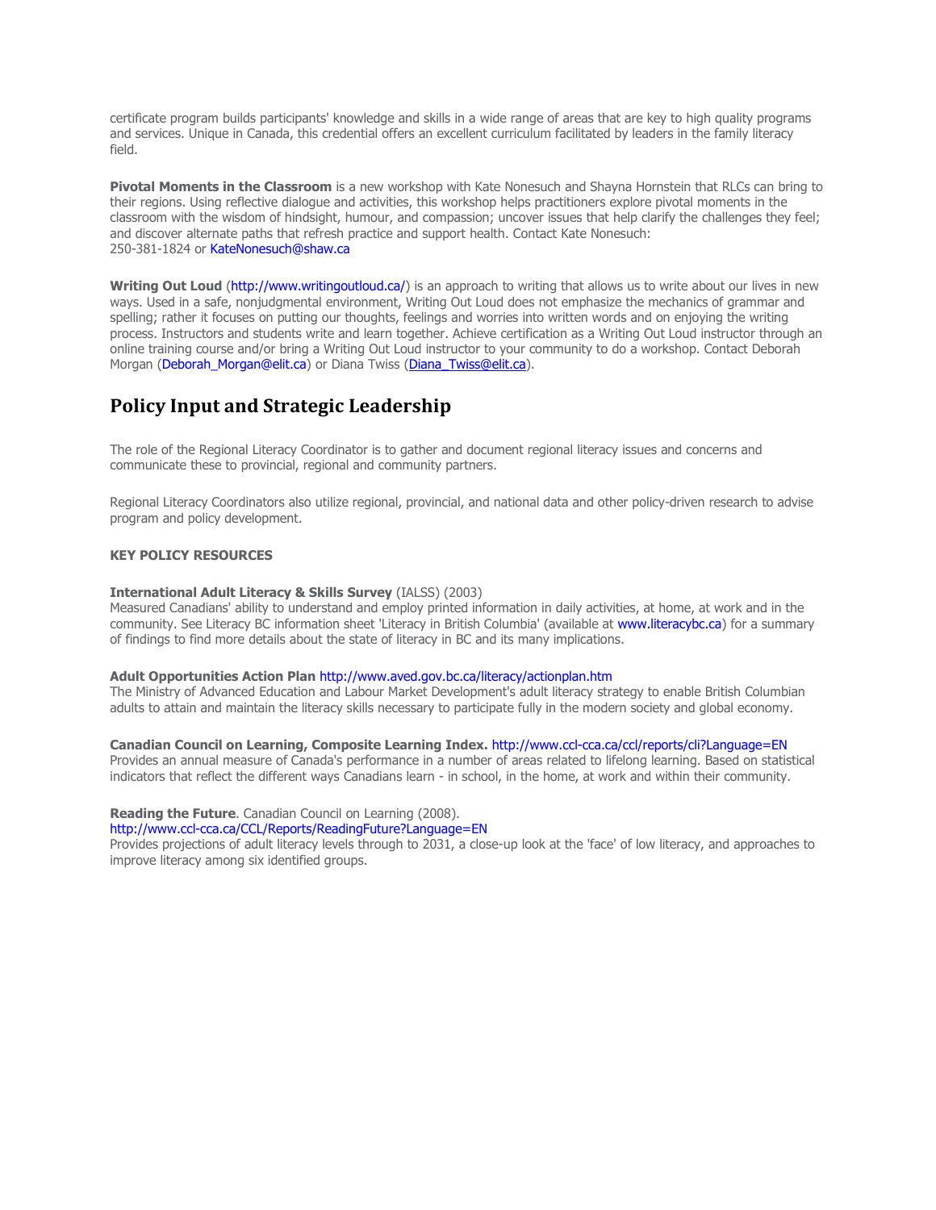certificate program builds participants' knowledge and skills in a wide range of areas that are key to high quality programs and services. Unique in Canada, this credential offers an excellent curriculum facilitated by leaders in the family literacy field.

**Pivotal Moments in the Classroom** is a new workshop with Kate Nonesuch and Shayna Hornstein that RLCs can bring to their regions. Using reflective dialogue and activities, this workshop helps practitioners explore pivotal moments in the classroom with the wisdom of hindsight, humour, and compassion; uncover issues that help clarify the challenges they feel; and discover alternate paths that refresh practice and support health. Contact Kate Nonesuch: 250-381-1824 or KateNonesuch@shaw.ca

**Writing Out Loud** (http://www.writingoutloud.ca/) is an approach to writing that allows us to write about our lives in new ways. Used in a safe, nonjudgmental environment, Writing Out Loud does not emphasize the mechanics of grammar and spelling; rather it focuses on putting our thoughts, feelings and worries into written words and on enjoying the writing process. Instructors and students write and learn together. Achieve certification as a Writing Out Loud instructor through an online training course and/or bring a Writing Out Loud instructor to your community to do a workshop. Contact Deborah Morgan (Deborah_Morgan@elit.ca) or Diana Twiss (Diana_Twiss@elit.ca).

## Policy Input and Strategic Leadership

The role of the Regional Literacy Coordinator is to gather and document regional literacy issues and concerns and communicate these to provincial, regional and community partners.

Regional Literacy Coordinators also utilize regional, provincial, and national data and other policy-driven research to advise program and policy development.

**KEY POLICY RESOURCES**

**International Adult Literacy & Skills Survey** (IALSS) (2003)
Measured Canadians' ability to understand and employ printed information in daily activities, at home, at work and in the community. See Literacy BC information sheet 'Literacy in British Columbia' (available at www.literacybc.ca) for a summary of findings to find more details about the state of literacy in BC and its many implications.

**Adult Opportunities Action Plan** http://www.aved.gov.bc.ca/literacy/actionplan.htm
The Ministry of Advanced Education and Labour Market Development's adult literacy strategy to enable British Columbian adults to attain and maintain the literacy skills necessary to participate fully in the modern society and global economy.

**Canadian Council on Learning, Composite Learning Index.** http://www.ccl-cca.ca/ccl/reports/cli?Language=EN
Provides an annual measure of Canada's performance in a number of areas related to lifelong learning. Based on statistical indicators that reflect the different ways Canadians learn - in school, in the home, at work and within their community.

**Reading the Future**. Canadian Council on Learning (2008).
http://www.ccl-cca.ca/CCL/Reports/ReadingFuture?Language=EN
Provides projections of adult literacy levels through to 2031, a close-up look at the 'face' of low literacy, and approaches to improve literacy among six identified groups.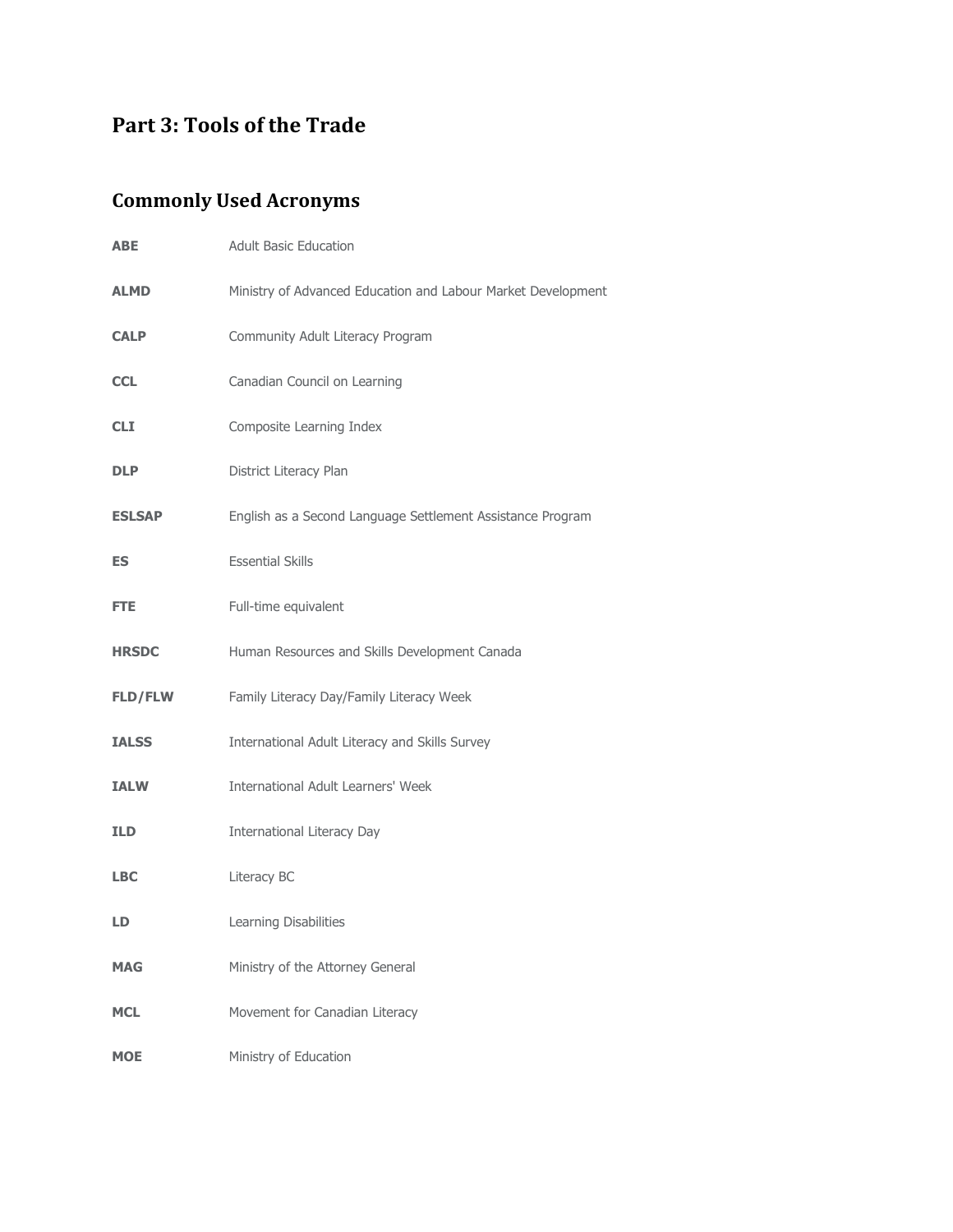# Part 3: Tools of the Trade

## Commonly Used Acronyms

| | |
|---|---|
| **ABE** | Adult Basic Education |
| **ALMD** | Ministry of Advanced Education and Labour Market Development |
| **CALP** | Community Adult Literacy Program |
| **CCL** | Canadian Council on Learning |
| **CLI** | Composite Learning Index |
| **DLP** | District Literacy Plan |
| **ESLSAP** | English as a Second Language Settlement Assistance Program |
| **ES** | Essential Skills |
| **FTE** | Full-time equivalent |
| **HRSDC** | Human Resources and Skills Development Canada |
| **FLD/FLW** | Family Literacy Day/Family Literacy Week |
| **IALSS** | International Adult Literacy and Skills Survey |
| **IALW** | International Adult Learners' Week |
| **ILD** | International Literacy Day |
| **LBC** | Literacy BC |
| **LD** | Learning Disabilities |
| **MAG** | Ministry of the Attorney General |
| **MCL** | Movement for Canadian Literacy |
| **MOE** | Ministry of Education |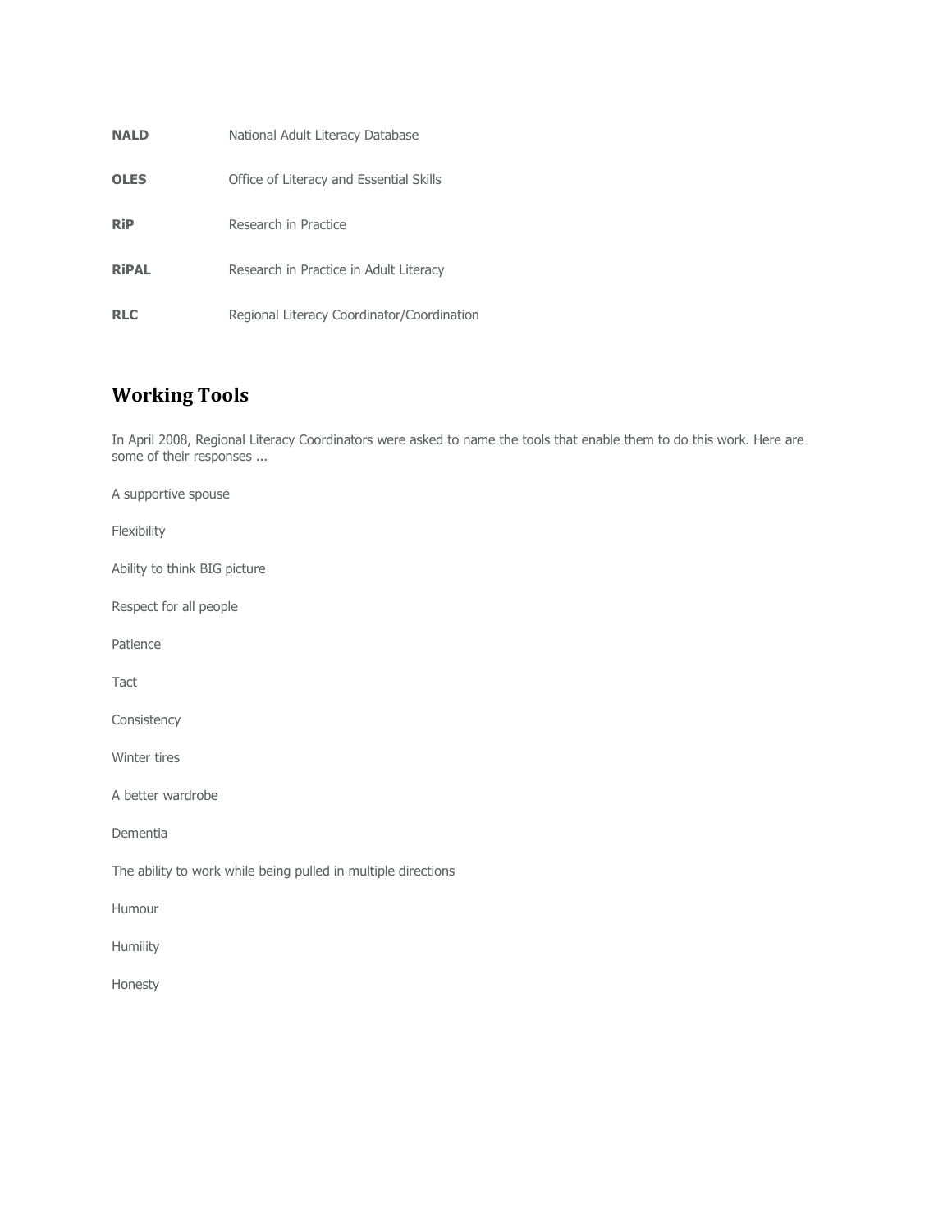| | |
|---|---|
| **NALD** | National Adult Literacy Database |
| **OLES** | Office of Literacy and Essential Skills |
| **RiP** | Research in Practice |
| **RiPAL** | Research in Practice in Adult Literacy |
| **RLC** | Regional Literacy Coordinator/Coordination |

## Working Tools

In April 2008, Regional Literacy Coordinators were asked to name the tools that enable them to do this work. Here are some of their responses ...

A supportive spouse

Flexibility

Ability to think BIG picture

Respect for all people

Patience

Tact

Consistency

Winter tires

A better wardrobe

Dementia

The ability to work while being pulled in multiple directions

Humour

Humility

Honesty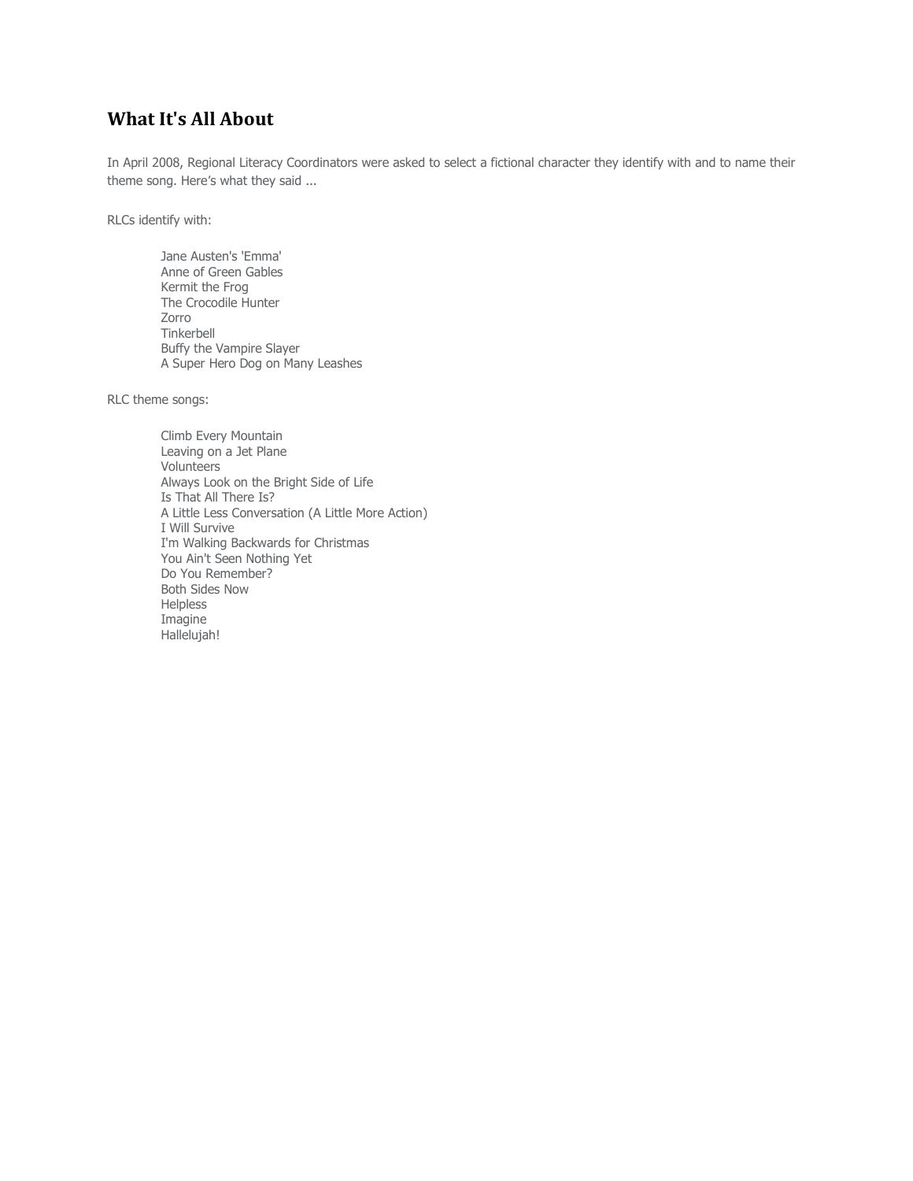# What It's All About

In April 2008, Regional Literacy Coordinators were asked to select a fictional character they identify with and to name their theme song. Here's what they said ...

RLCs identify with:

- Jane Austen's 'Emma'
- Anne of Green Gables
- Kermit the Frog
- The Crocodile Hunter
- Zorro
- Tinkerbell
- Buffy the Vampire Slayer
- A Super Hero Dog on Many Leashes

RLC theme songs:

- Climb Every Mountain
- Leaving on a Jet Plane
- Volunteers
- Always Look on the Bright Side of Life
- Is That All There Is?
- A Little Less Conversation (A Little More Action)
- I Will Survive
- I'm Walking Backwards for Christmas
- You Ain't Seen Nothing Yet
- Do You Remember?
- Both Sides Now
- Helpless
- Imagine
- Hallelujah!